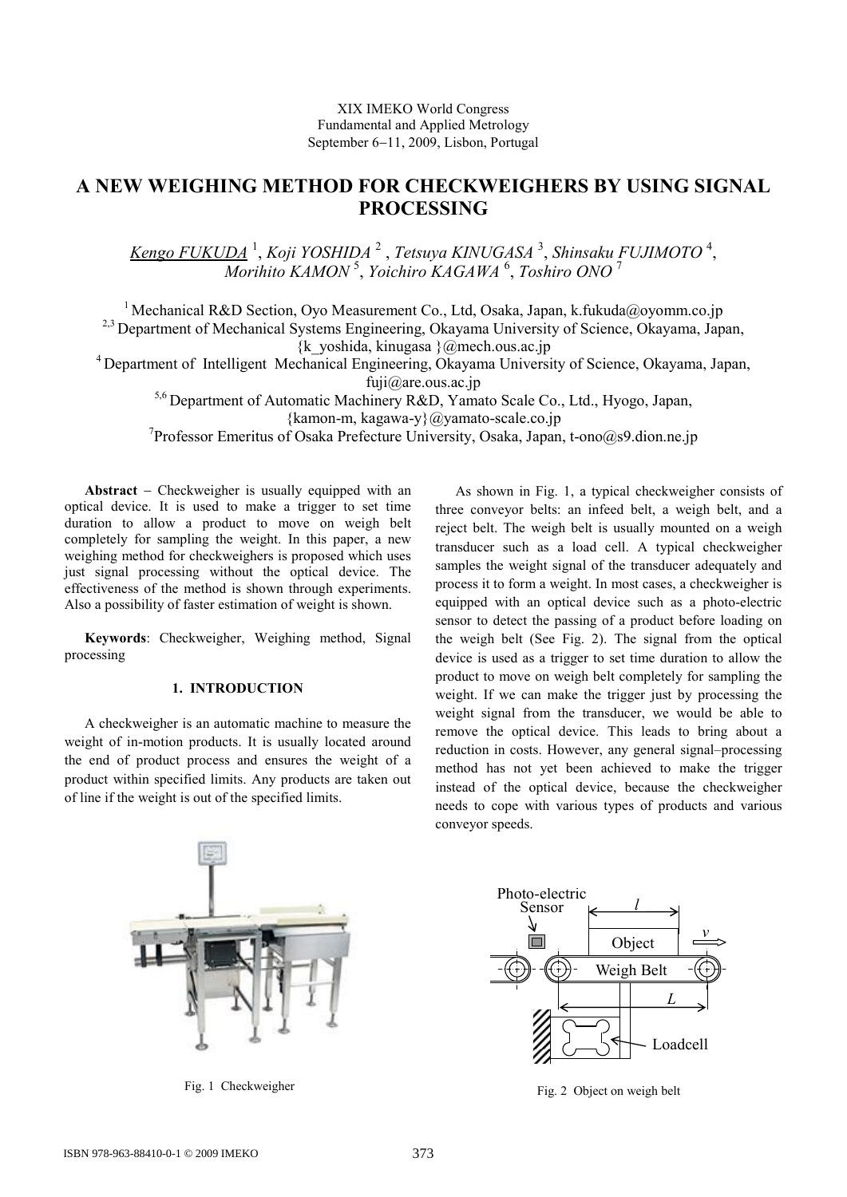XIX IMEKO World Congress
Fundamental and Applied Metrology
September 6−11, 2009, Lisbon, Portugal

# A NEW WEIGHING METHOD FOR CHECKWEIGHERS BY USING SIGNAL PROCESSING

*Kengo FUKUDA* [1], *Koji YOSHIDA* [2], *Tetsuya KINUGASA* [3], *Shinsaku FUJIMOTO* [4], *Morihito KAMON* [5], *Yoichiro KAGAWA* [6], *Toshiro ONO* [7]

[1] Mechanical R&D Section, Oyo Measurement Co., Ltd, Osaka, Japan, k.fukuda@oyomm.co.jp
[2,3] Department of Mechanical Systems Engineering, Okayama University of Science, Okayama, Japan, {k_yoshida, kinugasa }@mech.ous.ac.jp
[4] Department of Intelligent Mechanical Engineering, Okayama University of Science, Okayama, Japan, fuji@are.ous.ac.jp
[5,6] Department of Automatic Machinery R&D, Yamato Scale Co., Ltd., Hyogo, Japan, {kamon-m, kagawa-y}@yamato-scale.co.jp
[7] Professor Emeritus of Osaka Prefecture University, Osaka, Japan, t-ono@s9.dion.ne.jp

**Abstract** − Checkweigher is usually equipped with an optical device. It is used to make a trigger to set time duration to allow a product to move on weigh belt completely for sampling the weight. In this paper, a new weighing method for checkweighers is proposed which uses just signal processing without the optical device. The effectiveness of the method is shown through experiments. Also a possibility of faster estimation of weight is shown.

**Keywords**: Checkweigher, Weighing method, Signal processing

## 1. INTRODUCTION

A checkweigher is an automatic machine to measure the weight of in-motion products. It is usually located around the end of product process and ensures the weight of a product within specified limits. Any products are taken out of line if the weight is out of the specified limits.

As shown in Fig. 1, a typical checkweigher consists of three conveyor belts: an infeed belt, a weigh belt, and a reject belt. The weigh belt is usually mounted on a weigh transducer such as a load cell. A typical checkweigher samples the weight signal of the transducer adequately and process it to form a weight. In most cases, a checkweigher is equipped with an optical device such as a photo-electric sensor to detect the passing of a product before loading on the weigh belt (See Fig. 2). The signal from the optical device is used as a trigger to set time duration to allow the product to move on weigh belt completely for sampling the weight. If we can make the trigger just by processing the weight signal from the transducer, we would be able to remove the optical device. This leads to bring about a reduction in costs. However, any general signal–processing method has not yet been achieved to make the trigger instead of the optical device, because the checkweigher needs to cope with various types of products and various conveyor speeds.

Fig. 1 Checkweigher

Photo-electric Sensor, $l$, $v$, Object, Weigh Belt, $L$, Loadcell

Fig. 2 Object on weigh belt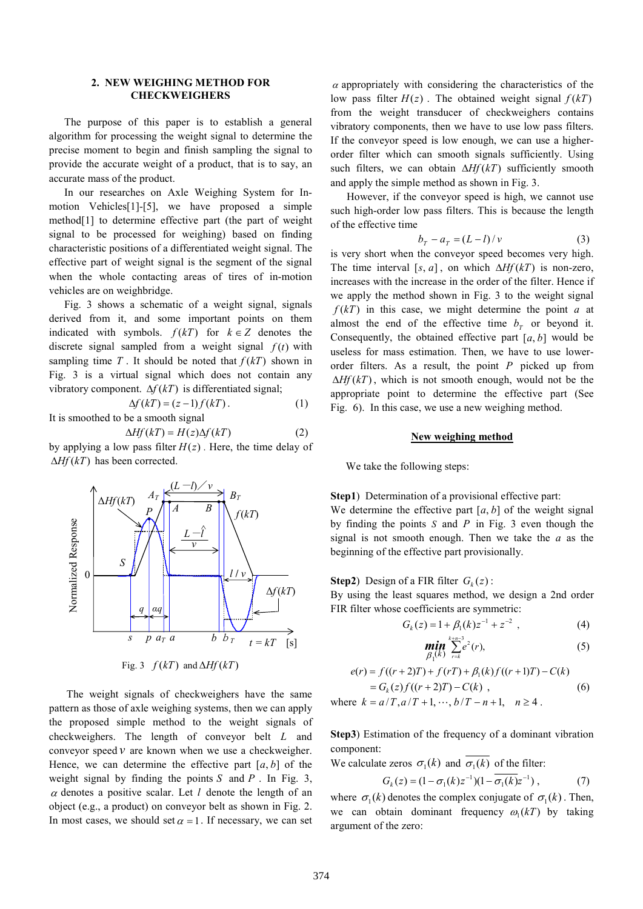## 2. NEW WEIGHING METHOD FOR CHECKWEIGHERS

The purpose of this paper is to establish a general algorithm for processing the weight signal to determine the precise moment to begin and finish sampling the signal to provide the accurate weight of a product, that is to say, an accurate mass of the product.

In our researches on Axle Weighing System for In-motion Vehicles[1]-[5], we have proposed a simple method[1] to determine effective part (the part of weight signal to be processed for weighing) based on finding characteristic positions of a differentiated weight signal. The effective part of weight signal is the segment of the signal when the whole contacting areas of tires of in-motion vehicles are on weighbridge.

Fig. 3 shows a schematic of a weight signal, signals derived from it, and some important points on them indicated with symbols. $f(kT)$ for $k \in Z$ denotes the discrete signal sampled from a weight signal $f(t)$ with sampling time $T$. It should be noted that $f(kT)$ shown in Fig. 3 is a virtual signal which does not contain any vibratory component. $\Delta f(kT)$ is differentiated signal;

$$\Delta f(kT) = (z-1)f(kT). \tag{1}$$

It is smoothed to be a smooth signal

$$\Delta Hf(kT) = H(z)\Delta f(kT) \tag{2}$$

by applying a low pass filter $H(z)$. Here, the time delay of $\Delta Hf(kT)$ has been corrected.

Fig. 3 $f(kT)$ and $\Delta Hf(kT)$

The weight signals of checkweighers have the same pattern as those of axle weighing systems, then we can apply the proposed simple method to the weight signals of checkweighers. The length of conveyor belt $L$ and conveyor speed $v$ are known when we use a checkweigher. Hence, we can determine the effective part $[a,b]$ of the weight signal by finding the points $S$ and $P$. In Fig. 3, $\alpha$ denotes a positive scalar. Let $l$ denote the length of an object (e.g., a product) on conveyor belt as shown in Fig. 2. In most cases, we should set $\alpha = 1$. If necessary, we can set $\alpha$ appropriately with considering the characteristics of the low pass filter $H(z)$. The obtained weight signal $f(kT)$ from the weight transducer of checkweighers contains vibratory components, then we have to use low pass filters. If the conveyor speed is low enough, we can use a higher-order filter which can smooth signals sufficiently. Using such filters, we can obtain $\Delta Hf(kT)$ sufficiently smooth and apply the simple method as shown in Fig. 3.

However, if the conveyor speed is high, we cannot use such high-order low pass filters. This is because the length of the effective time

$$b_T - a_T = (L-l)/v \tag{3}$$

is very short when the conveyor speed becomes very high. The time interval $[s,a]$, on which $\Delta Hf(kT)$ is non-zero, increases with the increase in the order of the filter. Hence if we apply the method shown in Fig. 3 to the weight signal $f(kT)$ in this case, we might determine the point $a$ at almost the end of the effective time $b_T$ or beyond it. Consequently, the obtained effective part $[a,b]$ would be useless for mass estimation. Then, we have to use lower-order filters. As a result, the point $P$ picked up from $\Delta Hf(kT)$, which is not smooth enough, would not be the appropriate point to determine the effective part (See Fig. 6). In this case, we use a new weighing method.

### New weighing method

We take the following steps:

**Step1**) Determination of a provisional effective part:
We determine the effective part $[a,b]$ of the weight signal by finding the points $S$ and $P$ in Fig. 3 even though the signal is not smooth enough. Then we take the $a$ as the beginning of the effective part provisionally.

**Step2**) Design of a FIR filter $G_k(z)$:
By using the least squares method, we design a 2nd order FIR filter whose coefficients are symmetric:

$$G_k(z) = 1 + \beta_1(k)z^{-1} + z^{-2} \ , \tag{4}$$

$$\min_{\beta_1(k)} \sum_{r=k}^{k+n-3} e^2(r), \tag{5}$$

$$\begin{aligned} e(r) &= f((r+2)T) + f(rT) + \beta_1(k) f((r+1)T) - C(k) \\ &= G_k(z) f((r+2)T) - C(k) \ , \end{aligned} \tag{6}$$

where $k = a/T, a/T+1, \cdots, b/T - n + 1, \quad n \geq 4$.

**Step3**) Estimation of the frequency of a dominant vibration component:
We calculate zeros $\sigma_1(k)$ and $\overline{\sigma_1(k)}$ of the filter:

$$G_k(z) = (1 - \sigma_1(k)z^{-1})(1 - \overline{\sigma_1(k)}z^{-1}) \ , \tag{7}$$

where $\sigma_1(k)$ denotes the complex conjugate of $\sigma_1(k)$. Then, we can obtain dominant frequency $\omega_1(kT)$ by taking argument of the zero: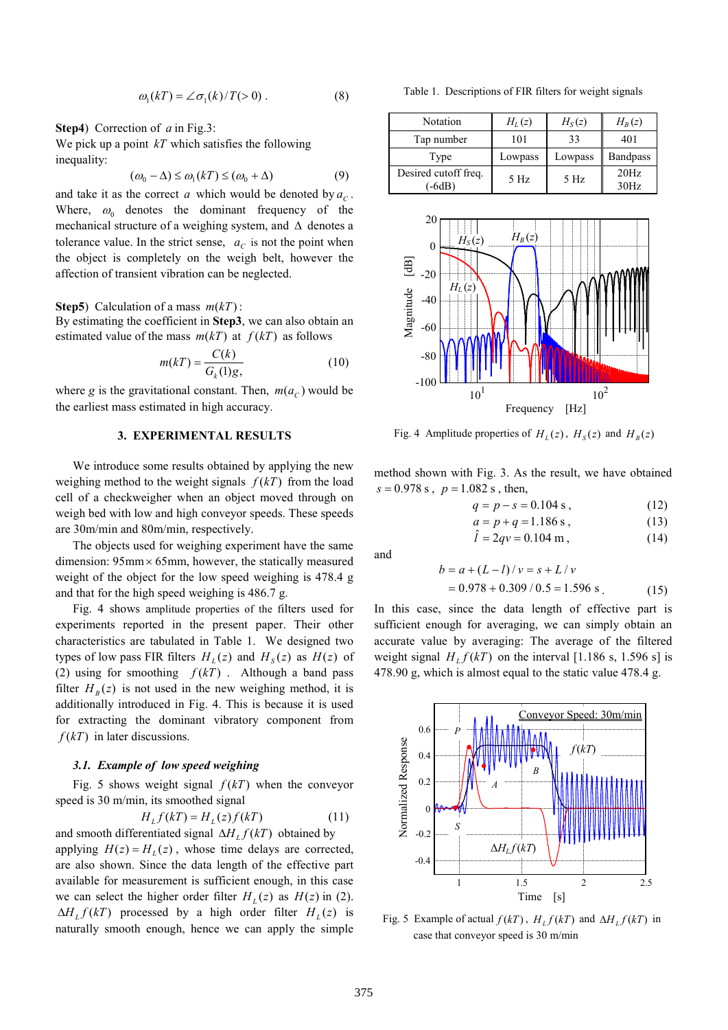$$\omega_1(kT) = \angle\sigma_1(k)/T(>0) \,. \tag{8}$$

**Step4**) Correction of $a$ in Fig.3:
We pick up a point $kT$ which satisfies the following inequality:

$$(\omega_0 - \Delta) \le \omega_1(kT) \le (\omega_0 + \Delta) \tag{9}$$

and take it as the correct $a$ which would be denoted by $a_C$. Where, $\omega_0$ denotes the dominant frequency of the mechanical structure of a weighing system, and $\Delta$ denotes a tolerance value. In the strict sense, $a_C$ is not the point when the object is completely on the weigh belt, however the affection of transient vibration can be neglected.

**Step5**) Calculation of a mass $m(kT)$:
By estimating the coefficient in **Step3**, we can also obtain an estimated value of the mass $m(kT)$ at $f(kT)$ as follows

$$m(kT) = \frac{C(k)}{G_k(1)g}, \tag{10}$$

where $g$ is the gravitational constant. Then, $m(a_C)$ would be the earliest mass estimated in high accuracy.

## 3. EXPERIMENTAL RESULTS

We introduce some results obtained by applying the new weighing method to the weight signals $f(kT)$ from the load cell of a checkweigher when an object moved through on weigh bed with low and high conveyor speeds. These speeds are 30m/min and 80m/min, respectively.

The objects used for weighing experiment have the same dimension: 95mm × 65mm, however, the statically measured weight of the object for the low speed weighing is 478.4 g and that for the high speed weighing is 486.7 g.

Fig. 4 shows amplitude properties of the filters used for experiments reported in the present paper. Their other characteristics are tabulated in Table 1. We designed two types of low pass FIR filters $H_L(z)$ and $H_S(z)$ as $H(z)$ of (2) using for smoothing $f(kT)$. Although a band pass filter $H_B(z)$ is not used in the new weighing method, it is additionally introduced in Fig. 4. This is because it is used for extracting the dominant vibratory component from $f(kT)$ in later discussions.

Table 1. Descriptions of FIR filters for weight signals

| Notation | $H_L(z)$ | $H_S(z)$ | $H_B(z)$ |
|---|---|---|---|
| Tap number | 101 | 33 | 401 |
| Type | Lowpass | Lowpass | Bandpass |
| Desired cutoff freq. (-6dB) | 5 Hz | 5 Hz | 20Hz 30Hz |

Fig. 4 Amplitude properties of $H_L(z)$, $H_S(z)$ and $H_B(z)$

### 3.1. Example of low speed weighing

Fig. 5 shows weight signal $f(kT)$ when the conveyor speed is 30 m/min, its smoothed signal

$$H_L f(kT) = H_L(z) f(kT) \tag{11}$$

and smooth differentiated signal $\Delta H_L f(kT)$ obtained by applying $H(z) = H_L(z)$, whose time delays are corrected, are also shown. Since the data length of the effective part available for measurement is sufficient enough, in this case we can select the higher order filter $H_L(z)$ as $H(z)$ in (2). $\Delta H_L f(kT)$ processed by a high order filter $H_L(z)$ is naturally smooth enough, hence we can apply the simple method shown with Fig. 3. As the result, we have obtained $s = 0.978$ s, $p = 1.082$ s, then,

$$q = p - s = 0.104 \text{ s}, \tag{12}$$

$$a = p + q = 1.186 \text{ s}, \tag{13}$$

$$\hat{l} = 2qv = 0.104 \text{ m}, \tag{14}$$

and

$$b = a + (L - l)/v = s + L/v$$
$$= 0.978 + 0.309/0.5 = 1.596 \text{ s}. \tag{15}$$

In this case, since the data length of effective part is sufficient enough for averaging, we can simply obtain an accurate value by averaging: The average of the filtered weight signal $H_L f(kT)$ on the interval [1.186 s, 1.596 s] is 478.90 g, which is almost equal to the static value 478.4 g.

Fig. 5 Example of actual $f(kT)$, $H_L f(kT)$ and $\Delta H_L f(kT)$ in case that conveyor speed is 30 m/min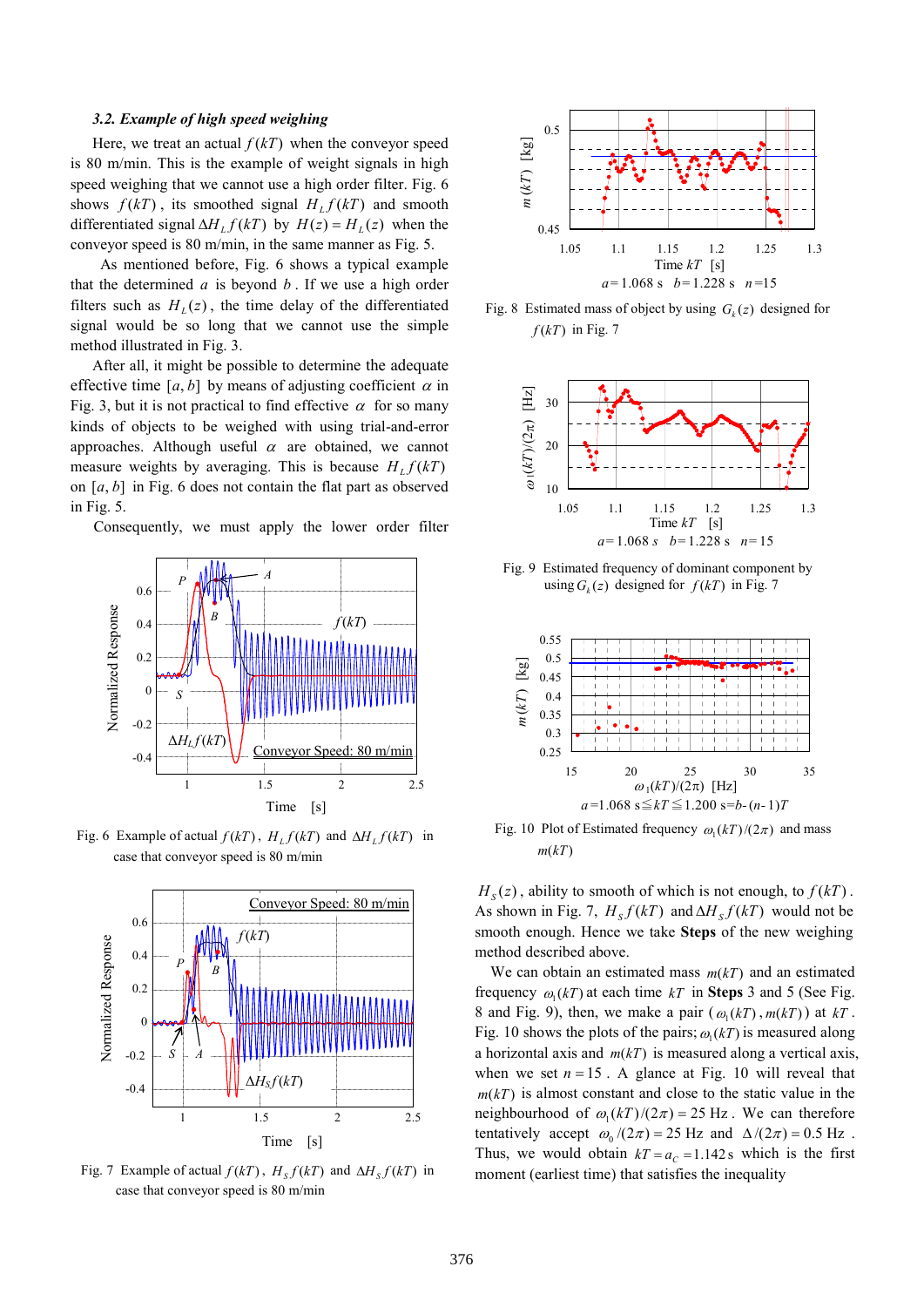### 3.2. Example of high speed weighing

Here, we treat an actual $f(kT)$ when the conveyor speed is 80 m/min. This is the example of weight signals in high speed weighing that we cannot use a high order filter. Fig. 6 shows $f(kT)$, its smoothed signal $H_L f(kT)$ and smooth differentiated signal $\Delta H_L f(kT)$ by $H(z) = H_L(z)$ when the conveyor speed is 80 m/min, in the same manner as Fig. 5.

As mentioned before, Fig. 6 shows a typical example that the determined $a$ is beyond $b$. If we use a high order filters such as $H_L(z)$, the time delay of the differentiated signal would be so long that we cannot use the simple method illustrated in Fig. 3.

After all, it might be possible to determine the adequate effective time $[a, b]$ by means of adjusting coefficient $\alpha$ in Fig. 3, but it is not practical to find effective $\alpha$ for so many kinds of objects to be weighed with using trial-and-error approaches. Although useful $\alpha$ are obtained, we cannot measure weights by averaging. This is because $H_L f(kT)$ on $[a, b]$ in Fig. 6 does not contain the flat part as observed in Fig. 5.

Consequently, we must apply the lower order filter

Fig. 6 Example of actual $f(kT)$, $H_L f(kT)$ and $\Delta H_L f(kT)$ in case that conveyor speed is 80 m/min

Fig. 7 Example of actual $f(kT)$, $H_S f(kT)$ and $\Delta H_S f(kT)$ in case that conveyor speed is 80 m/min

Fig. 8 Estimated mass of object by using $G_k(z)$ designed for $f(kT)$ in Fig. 7

Fig. 9 Estimated frequency of dominant component by using $G_k(z)$ designed for $f(kT)$ in Fig. 7

Fig. 10 Plot of Estimated frequency $\omega_1(kT)/(2\pi)$ and mass $m(kT)$

$H_S(z)$, ability to smooth of which is not enough, to $f(kT)$. As shown in Fig. 7, $H_S f(kT)$ and $\Delta H_S f(kT)$ would not be smooth enough. Hence we take **Steps** of the new weighing method described above.

We can obtain an estimated mass $m(kT)$ and an estimated frequency $\omega_1(kT)$ at each time $kT$ in **Steps** 3 and 5 (See Fig. 8 and Fig. 9), then, we make a pair ($\omega_1(kT)$, $m(kT)$) at $kT$. Fig. 10 shows the plots of the pairs; $\omega_1(kT)$ is measured along a horizontal axis and $m(kT)$ is measured along a vertical axis, when we set $n = 15$. A glance at Fig. 10 will reveal that $m(kT)$ is almost constant and close to the static value in the neighbourhood of $\omega_1(kT)/(2\pi) = 25$ Hz. We can therefore tentatively accept $\omega_0/(2\pi) = 25$ Hz and $\Delta/(2\pi) = 0.5$ Hz. Thus, we would obtain $kT = a_C = 1.142$ s which is the first moment (earliest time) that satisfies the inequality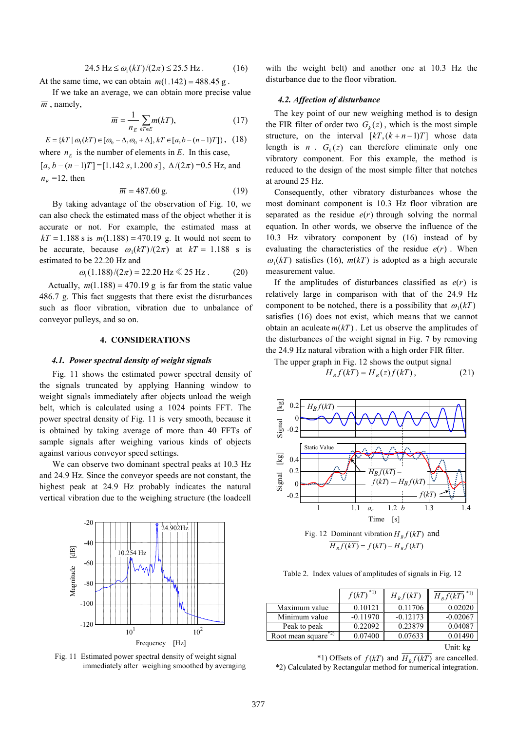$$24.5\text{ Hz} \le \omega_1(kT)/(2\pi) \le 25.5\text{ Hz}. \quad (16)$$

At the same time, we can obtain $m(1.142) = 488.45$ g.

If we take an average, we can obtain more precise value $\overline{m}$, namely,

$$\overline{m} = \frac{1}{n_E}\sum_{kT \in E} m(kT), \quad (17)$$

$$E = \{kT \mid \omega_1(kT) \in [\omega_0 - \Delta, \omega_0 + \Delta], kT \in [a, b-(n-1)T]\}, \quad (18)$$

where $n_E$ is the number of elements in $E$. In this case, $[a, b-(n-1)T] = [1.142\ s, 1.200\ s]$, $\Delta/(2\pi)$ =0.5 Hz, and $n_E$ =12, then

$$\overline{m} = 487.60\text{ g}. \quad (19)$$

By taking advantage of the observation of Fig. 10, we can also check the estimated mass of the object whether it is accurate or not. For example, the estimated mass at $kT = 1.188$ s is $m(1.188) = 470.19$ g. It would not seem to be accurate, because $\omega_1(kT)/(2\pi)$ at $kT$ = 1.188 s is estimated to be 22.20 Hz and

$$\omega_1(1.188)/(2\pi) = 22.20\text{ Hz} \ll 25\text{ Hz}. \quad (20)$$

Actually, $m(1.188) = 470.19$ g is far from the static value 486.7 g. This fact suggests that there exist the disturbances such as floor vibration, vibration due to unbalance of conveyor pulleys, and so on.

## 4. CONSIDERATIONS

### 4.1. Power spectral density of weight signals

Fig. 11 shows the estimated power spectral density of the signals truncated by applying Hanning window to weight signals immediately after objects unload the weigh belt, which is calculated using a 1024 points FFT. The power spectral density of Fig. 11 is very smooth, because it is obtained by taking average of more than 40 FFTs of sample signals after weighing various kinds of objects against various conveyor speed settings.

We can observe two dominant spectral peaks at 10.3 Hz and 24.9 Hz. Since the conveyor speeds are not constant, the highest peak at 24.9 Hz probably indicates the natural vertical vibration due to the weighing structure (the loadcell with the weight belt) and another one at 10.3 Hz the disturbance due to the floor vibration.

Fig. 11 Estimated power spectral density of weight signal immediately after weighing smoothed by averaging

### 4.2. Affection of disturbance

The key point of our new weighing method is to design the FIR filter of order two $G_k(z)$, which is the most simple structure, on the interval $[kT, (k+n-1)T]$ whose data length is $n$. $G_k(z)$ can therefore eliminate only one vibratory component. For this example, the method is reduced to the design of the most simple filter that notches at around 25 Hz.

Consequently, other vibratory disturbances whose the most dominant component is 10.3 Hz floor vibration are separated as the residue $e(r)$ through solving the normal equation. In other words, we observe the influence of the 10.3 Hz vibratory component by (16) instead of by evaluating the characteristics of the residue $e(r)$. When $\omega_1(kT)$ satisfies (16), $m(kT)$ is adopted as a high accurate measurement value.

If the amplitudes of disturbances classified as $e(r)$ is relatively large in comparison with that of the 24.9 Hz component to be notched, there is a possibility that $\omega_1(kT)$ satisfies (16) does not exist, which means that we cannot obtain an aculeate $m(kT)$. Let us observe the amplitudes of the disturbances of the weight signal in Fig. 7 by removing the 24.9 Hz natural vibration with a high order FIR filter.

The upper graph in Fig. 12 shows the output signal

$$H_B f(kT) = H_B(z) f(kT), \quad (21)$$

Fig. 12 Dominant vibration $H_B f(kT)$ and $\overline{H_B f}(kT) = f(kT) - H_B f(kT)$

Table 2. Index values of amplitudes of signals in Fig. 12

| | $f(kT)$ *1) | $H_B f(kT)$ | $\overline{H_B f}(kT)$ *1) |
|---|---|---|---|
| Maximum value | 0.10121 | 0.11706 | 0.02020 |
| Minimum value | -0.11970 | -0.12173 | -0.02067 |
| Peak to peak | 0.22092 | 0.23879 | 0.04087 |
| Root mean square *2) | 0.07400 | 0.07633 | 0.01490 |

Unit: kg

*1) Offsets of $f(kT)$ and $\overline{H_B f}(kT)$ are cancelled.
*2) Calculated by Rectangular method for numerical integration.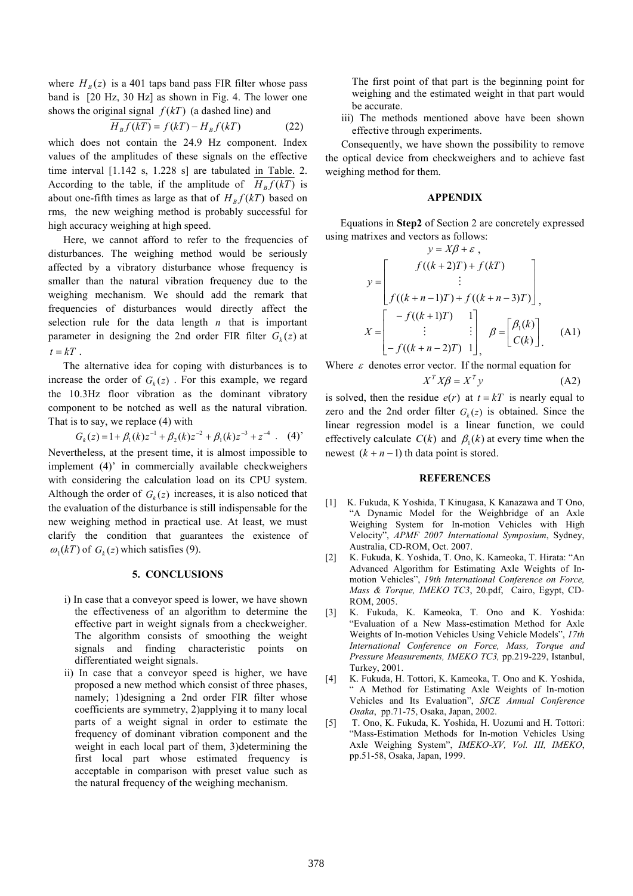where $H_B(z)$ is a 401 taps band pass FIR filter whose pass band is [20 Hz, 30 Hz] as shown in Fig. 4. The lower one shows the original signal $f(kT)$ (a dashed line) and

$$\overline{H_B f(kT)} = f(kT) - H_B f(kT) \tag{22}$$

which does not contain the 24.9 Hz component. Index values of the amplitudes of these signals on the effective time interval [1.142 s, 1.228 s] are tabulated in Table. 2. According to the table, if the amplitude of $\overline{H_B f(kT)}$ is about one-fifth times as large as that of $H_B f(kT)$ based on rms, the new weighing method is probably successful for high accuracy weighing at high speed.

Here, we cannot afford to refer to the frequencies of disturbances. The weighing method would be seriously affected by a vibratory disturbance whose frequency is smaller than the natural vibration frequency due to the weighing mechanism. We should add the remark that frequencies of disturbances would directly affect the selection rule for the data length $n$ that is important parameter in designing the 2nd order FIR filter $G_k(z)$ at $t = kT$.

The alternative idea for coping with disturbances is to increase the order of $G_k(z)$. For this example, we regard the 10.3Hz floor vibration as the dominant vibratory component to be notched as well as the natural vibration. That is to say, we replace (4) with

$$G_k(z) = 1 + \beta_1(k)z^{-1} + \beta_2(k)z^{-2} + \beta_1(k)z^{-3} + z^{-4} \,. \tag{4'}$$

Nevertheless, at the present time, it is almost impossible to implement (4)' in commercially available checkweighers with considering the calculation load on its CPU system. Although the order of $G_k(z)$ increases, it is also noticed that the evaluation of the disturbance is still indispensable for the new weighing method in practical use. At least, we must clarify the condition that guarantees the existence of $\omega_1(kT)$ of $G_k(z)$ which satisfies (9).

## 5. CONCLUSIONS

i) In case that a conveyor speed is lower, we have shown the effectiveness of an algorithm to determine the effective part in weight signals from a checkweigher. The algorithm consists of smoothing the weight signals and finding characteristic points on differentiated weight signals.

ii) In case that a conveyor speed is higher, we have proposed a new method which consist of three phases, namely; 1)designing a 2nd order FIR filter whose coefficients are symmetry, 2)applying it to many local parts of a weight signal in order to estimate the frequency of dominant vibration component and the weight in each local part of them, 3)determining the first local part whose estimated frequency is acceptable in comparison with preset value such as the natural frequency of the weighing mechanism. The first point of that part is the beginning point for weighing and the estimated weight in that part would be accurate.

iii) The methods mentioned above have been shown effective through experiments.

Consequently, we have shown the possibility to remove the optical device from checkweighers and to achieve fast weighing method for them.

## APPENDIX

Equations in **Step2** of Section 2 are concretely expressed using matrixes and vectors as follows:

$$y = X\beta + \varepsilon \,,$$

$$y = \begin{bmatrix} f((k+2)T) + f(kT) \\ \vdots \\ f((k+n-1)T) + f((k+n-3)T) \end{bmatrix},$$

$$X = \begin{bmatrix} -f((k+1)T) & 1 \\ \vdots & \vdots \\ -f((k+n-2)T) & 1 \end{bmatrix}, \quad \beta = \begin{bmatrix} \beta_1(k) \\ C(k) \end{bmatrix}. \tag{A1}$$

Where $\varepsilon$ denotes error vector. If the normal equation for

$$X^T X\beta = X^T y \tag{A2}$$

is solved, then the residue $e(r)$ at $t = kT$ is nearly equal to zero and the 2nd order filter $G_k(z)$ is obtained. Since the linear regression model is a linear function, we could effectively calculate $C(k)$ and $\beta_1(k)$ at every time when the newest $(k+n-1)$ th data point is stored.

## REFERENCES

[1] K. Fukuda, K Yoshida, T Kinugasa, K Kanazawa and T Ono, "A Dynamic Model for the Weighbridge of an Axle Weighing System for In-motion Vehicles with High Velocity", *APMF 2007 International Symposium*, Sydney, Australia, CD-ROM, Oct. 2007.

[2] K. Fukuda, K. Yoshida, T. Ono, K. Kameoka, T. Hirata: "An Advanced Algorithm for Estimating Axle Weights of In-motion Vehicles", *19th International Conference on Force, Mass & Torque, IMEKO TC3*, 20.pdf, Cairo, Egypt, CD-ROM, 2005.

[3] K. Fukuda, K. Kameoka, T. Ono and K. Yoshida: "Evaluation of a New Mass-estimation Method for Axle Weights of In-motion Vehicles Using Vehicle Models", *17th International Conference on Force, Mass, Torque and Pressure Measurements, IMEKO TC3,* pp.219-229, Istanbul, Turkey, 2001.

[4] K. Fukuda, H. Tottori, K. Kameoka, T. Ono and K. Yoshida, " A Method for Estimating Axle Weights of In-motion Vehicles and Its Evaluation", *SICE Annual Conference Osaka*, pp.71-75, Osaka, Japan, 2002.

[5] T. Ono, K. Fukuda, K. Yoshida, H. Uozumi and H. Tottori: "Mass-Estimation Methods for In-motion Vehicles Using Axle Weighing System", *IMEKO-XV, Vol. III, IMEKO*, pp.51-58, Osaka, Japan, 1999.